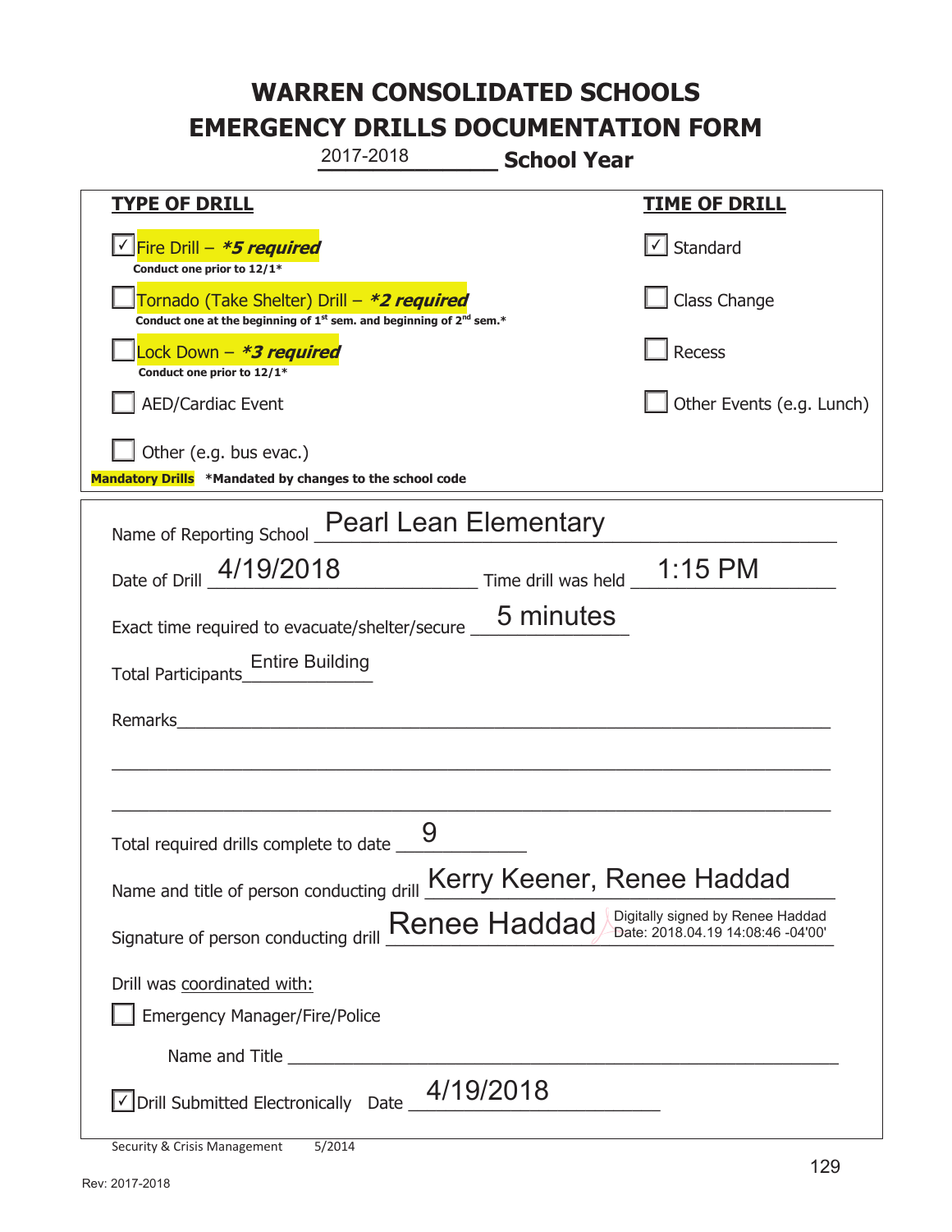# WARREN CONSOLIDATED SCHOOLS
# EMERGENCY DRILLS DOCUMENTATION FORM

2017-2018 **School Year**

| **TYPE OF DRILL** | **TIME OF DRILL** |
|---|---|
| ☑ Fire Drill – ***5 required*** <br> **Conduct one prior to 12/1*** | ☑ Standard |
| ☐ Tornado (Take Shelter) Drill – ***2 required*** <br> **Conduct one at the beginning of 1st sem. and beginning of 2nd sem.*** | ☐ Class Change |
| ☐ Lock Down – ***3 required*** <br> **Conduct one prior to 12/1*** | ☐ Recess |
| ☐ AED/Cardiac Event | ☐ Other Events (e.g. Lunch) |
| ☐ Other (e.g. bus evac.) | |

**Mandatory Drills** ***Mandated by changes to the school code**

Name of Reporting School: Pearl Lean Elementary

Date of Drill: 4/19/2018 Time drill was held: 1:15 PM

Exact time required to evacuate/shelter/secure: 5 minutes

Total Participants: Entire Building

Remarks: ______________________________

Total required drills complete to date: 9

Name and title of person conducting drill: Kerry Keener, Renee Haddad

Signature of person conducting drill: Renee Haddad (Digitally signed by Renee Haddad Date: 2018.04.19 14:08:46 -04'00')

Drill was coordinated with:

☐ Emergency Manager/Fire/Police

Name and Title ______________________________

☑ Drill Submitted Electronically Date: 4/19/2018

Security & Crisis Management 5/2014

Rev: 2017-2018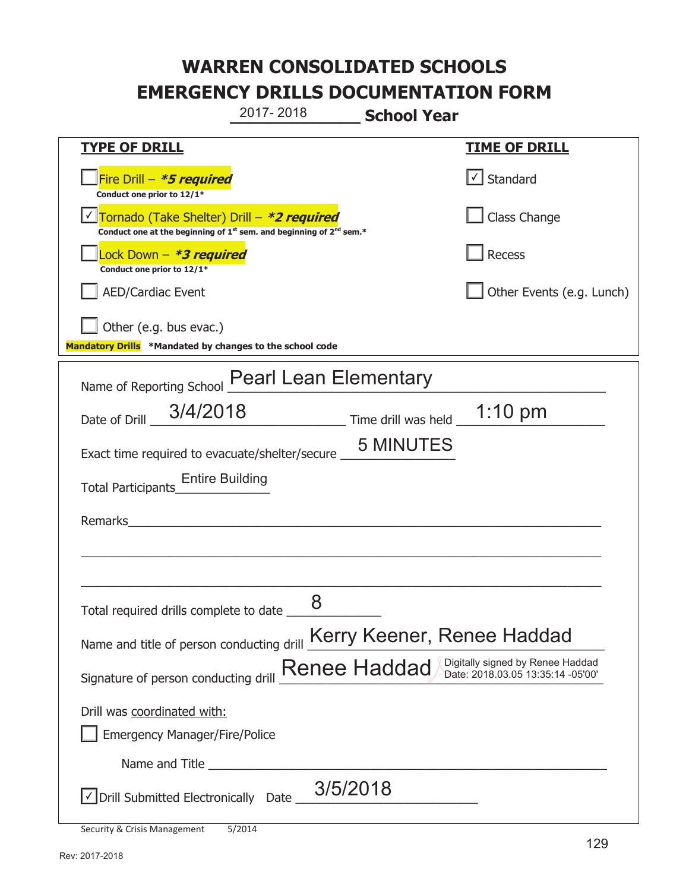# WARREN CONSOLIDATED SCHOOLS
# EMERGENCY DRILLS DOCUMENTATION FORM

2017- 2018 **School Year**

| **TYPE OF DRILL** | **TIME OF DRILL** |
|---|---|
| ☐ Fire Drill – ***5 required** <br> **Conduct one prior to 12/1*** | ☑ Standard |
| ☑ Tornado (Take Shelter) Drill – ***2 required** <br> **Conduct one at the beginning of 1st sem. and beginning of 2nd sem.*** | ☐ Class Change |
| ☐ Lock Down – ***3 required** <br> **Conduct one prior to 12/1*** | ☐ Recess |
| ☐ AED/Cardiac Event | ☐ Other Events (e.g. Lunch) |
| ☐ Other (e.g. bus evac.) | |

**Mandatory Drills** ***Mandated by changes to the school code**

Name of Reporting School: Pearl Lean Elementary

Date of Drill: 3/4/2018 Time drill was held: 1:10 pm

Exact time required to evacuate/shelter/secure: 5 MINUTES

Total Participants: Entire Building

Remarks: ____________________

Total required drills complete to date: 8

Name and title of person conducting drill: Kerry Keener, Renee Haddad

Signature of person conducting drill: Renee Haddad (Digitally signed by Renee Haddad Date: 2018.03.05 13:35:14 -05'00')

Drill was coordinated with:

☐ Emergency Manager/Fire/Police

Name and Title ____________________

☑ Drill Submitted Electronically Date: 3/5/2018

Security & Crisis Management 5/2014

Rev: 2017-2018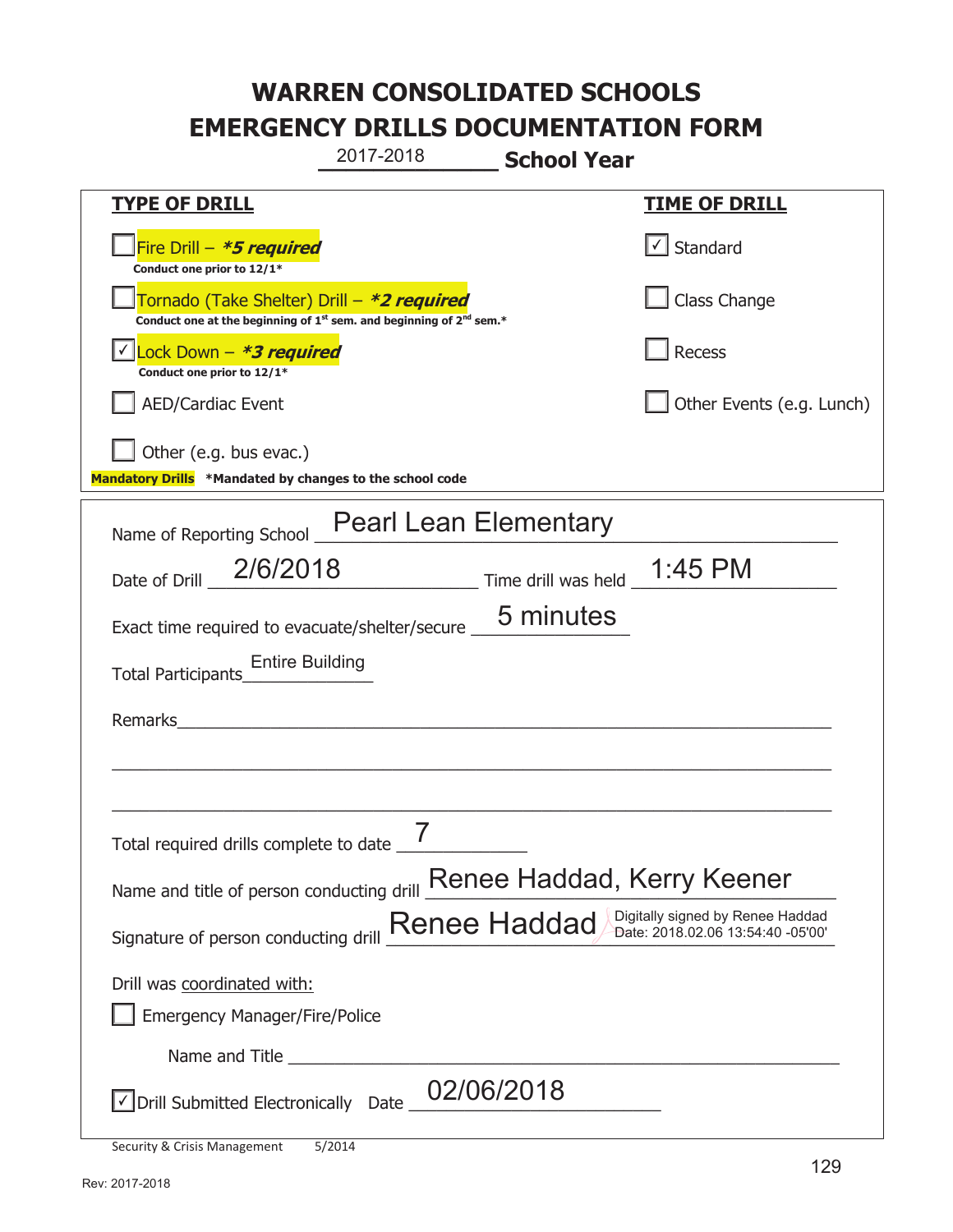# WARREN CONSOLIDATED SCHOOLS
# EMERGENCY DRILLS DOCUMENTATION FORM

2017-2018 **School Year**

| **TYPE OF DRILL** | **TIME OF DRILL** |
|---|---|
| ☐ Fire Drill – ***5 required** <br> **Conduct one prior to 12/1*** | ☑ Standard |
| ☐ Tornado (Take Shelter) Drill – ***2 required** <br> **Conduct one at the beginning of 1st sem. and beginning of 2nd sem.*** | ☐ Class Change |
| ☑ Lock Down – ***3 required** <br> **Conduct one prior to 12/1*** | ☐ Recess |
| ☐ AED/Cardiac Event | ☐ Other Events (e.g. Lunch) |
| ☐ Other (e.g. bus evac.) | |

**Mandatory Drills** **\*Mandated by changes to the school code**

Name of Reporting School: Pearl Lean Elementary

Date of Drill: 2/6/2018    Time drill was held: 1:45 PM

Exact time required to evacuate/shelter/secure: 5 minutes

Total Participants: Entire Building

Remarks: ______________________________

Total required drills complete to date: 7

Name and title of person conducting drill: Renee Haddad, Kerry Keener

Signature of person conducting drill: Renee Haddad (Digitally signed by Renee Haddad Date: 2018.02.06 13:54:40 -05'00')

Drill was coordinated with:

☐ Emergency Manager/Fire/Police

Name and Title ______________________________

☑ Drill Submitted Electronically   Date: 02/06/2018

Security & Crisis Management 5/2014

Rev: 2017-2018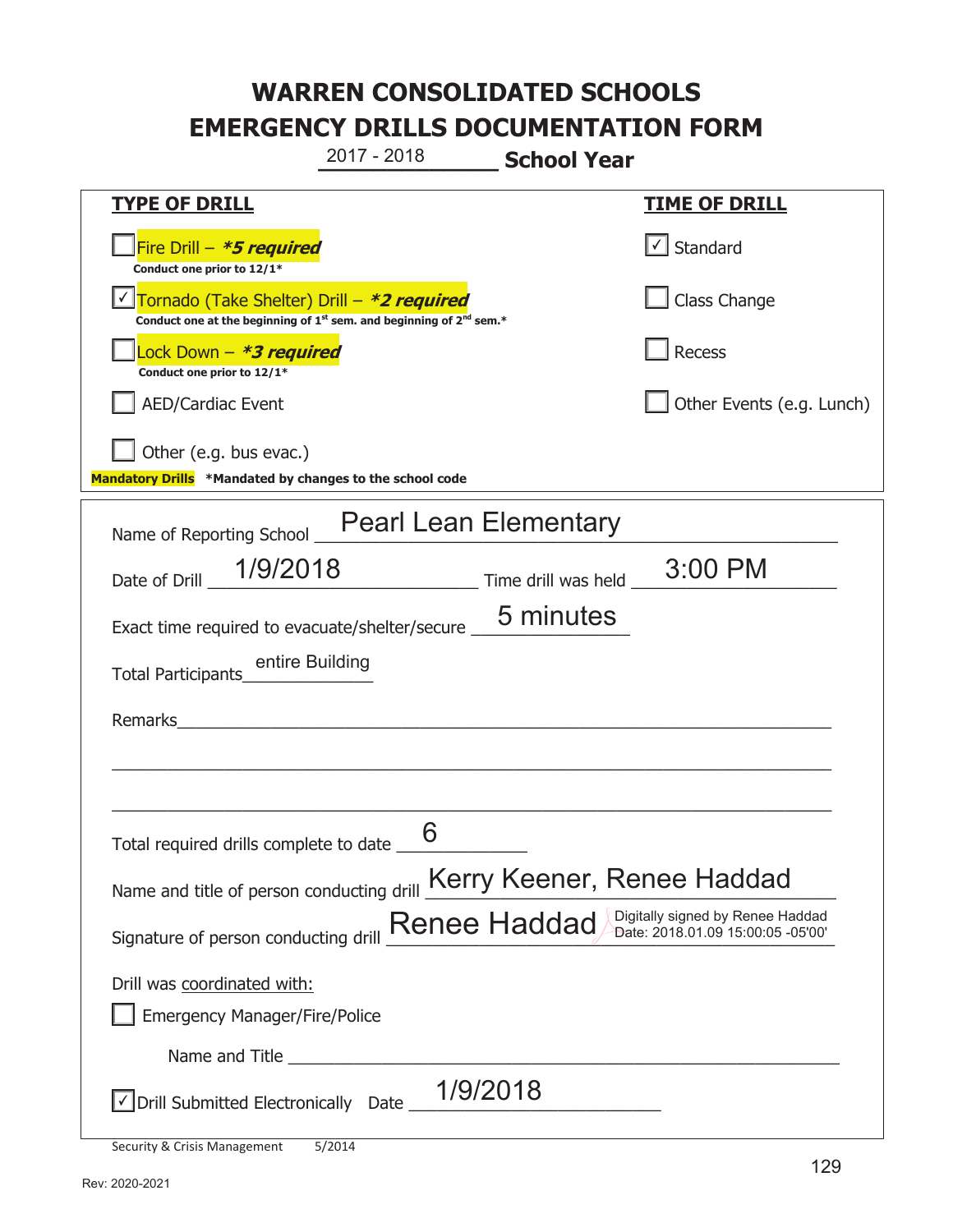# WARREN CONSOLIDATED SCHOOLS
# EMERGENCY DRILLS DOCUMENTATION FORM

2017 - 2018 **School Year**

| **TYPE OF DRILL** | **TIME OF DRILL** |
|---|---|
| ☐ Fire Drill – ***5 required** <br> **Conduct one prior to 12/1*** | ☑ Standard |
| ☑ Tornado (Take Shelter) Drill – ***2 required** <br> **Conduct one at the beginning of 1st sem. and beginning of 2nd sem.*** | ☐ Class Change |
| ☐ Lock Down – ***3 required** <br> **Conduct one prior to 12/1*** | ☐ Recess |
| ☐ AED/Cardiac Event | ☐ Other Events (e.g. Lunch) |
| ☐ Other (e.g. bus evac.) | |

**Mandatory Drills** **\*Mandated by changes to the school code**

Name of Reporting School: Pearl Lean Elementary

Date of Drill: 1/9/2018 Time drill was held: 3:00 PM

Exact time required to evacuate/shelter/secure: 5 minutes

Total Participants: entire Building

Remarks: ______________________________

Total required drills complete to date: 6

Name and title of person conducting drill: Kerry Keener, Renee Haddad

Signature of person conducting drill: Renee Haddad (Digitally signed by Renee Haddad Date: 2018.01.09 15:00:05 -05'00')

Drill was coordinated with:

☐ Emergency Manager/Fire/Police

Name and Title ______________________________

☑ Drill Submitted Electronically Date: 1/9/2018

Security & Crisis Management 5/2014

Rev: 2020-2021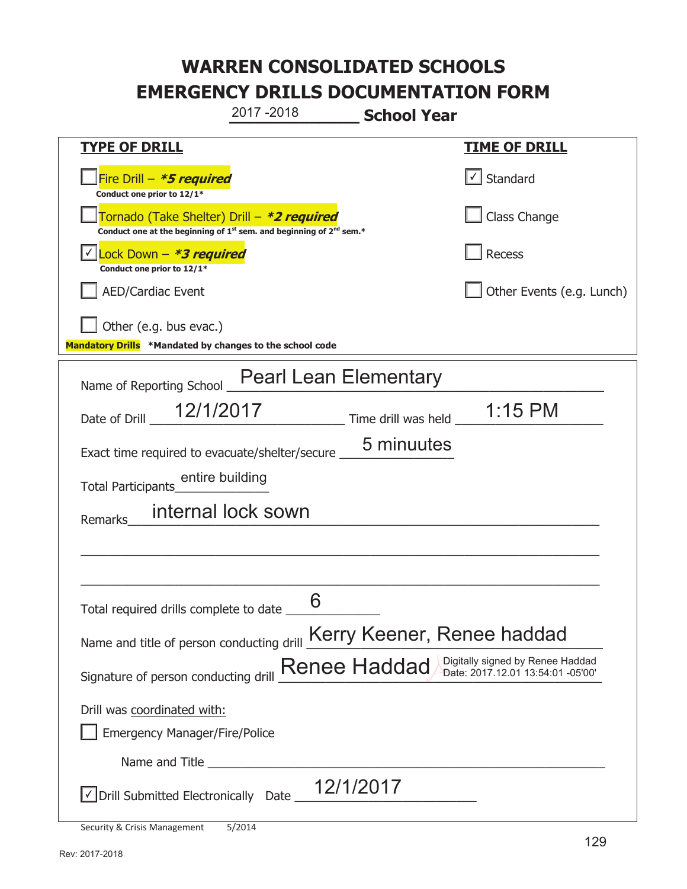# WARREN CONSOLIDATED SCHOOLS
# EMERGENCY DRILLS DOCUMENTATION FORM

2017 -2018 **School Year**

| **TYPE OF DRILL** | **TIME OF DRILL** |
| --- | --- |
| ☐ Fire Drill – ***5 required*** <br> **Conduct one prior to 12/1*** | ☑ Standard |
| ☐ Tornado (Take Shelter) Drill – ***2 required*** <br> **Conduct one at the beginning of 1st sem. and beginning of 2nd sem.*** | ☐ Class Change |
| ☑ Lock Down – ***3 required*** <br> **Conduct one prior to 12/1*** | ☐ Recess |
| ☐ AED/Cardiac Event | ☐ Other Events (e.g. Lunch) |
| ☐ Other (e.g. bus evac.) | |

**Mandatory Drills** ***Mandated by changes to the school code**

Name of Reporting School: Pearl Lean Elementary

Date of Drill: 12/1/2017 Time drill was held: 1:15 PM

Exact time required to evacuate/shelter/secure: 5 minuutes

Total Participants: entire building

Remarks: internal lock sown

Total required drills complete to date: 6

Name and title of person conducting drill: Kerry Keener, Renee haddad

Signature of person conducting drill: Renee Haddad (Digitally signed by Renee Haddad Date: 2017.12.01 13:54:01 -05'00')

Drill was coordinated with:

☐ Emergency Manager/Fire/Police

Name and Title ______________________

☑ Drill Submitted Electronically Date: 12/1/2017

Security & Crisis Management 5/2014

Rev: 2017-2018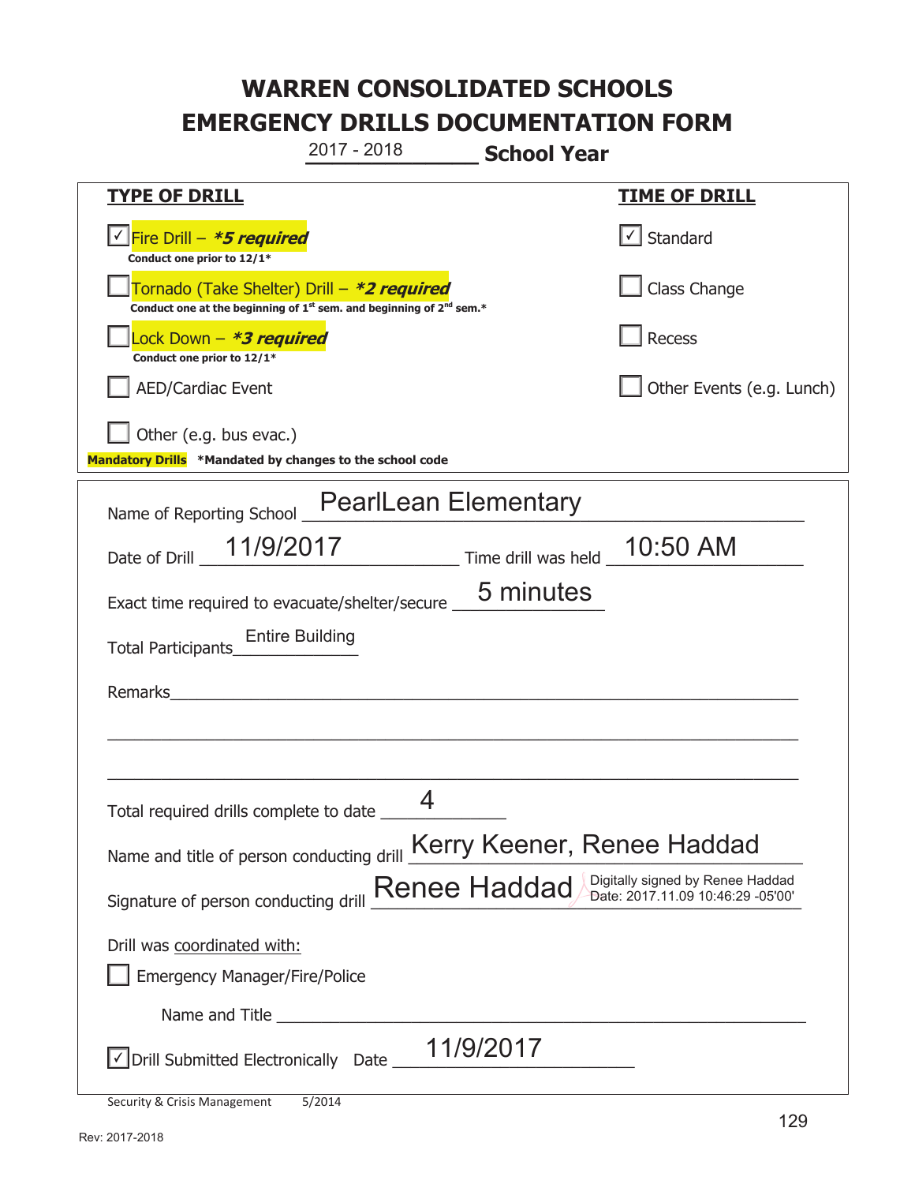# WARREN CONSOLIDATED SCHOOLS
# EMERGENCY DRILLS DOCUMENTATION FORM

2017 - 2018 **School Year**

| **TYPE OF DRILL** | **TIME OF DRILL** |
|---|---|
| ☑ Fire Drill – ***5 required*** <br> **Conduct one prior to 12/1*** | ☑ Standard |
| ☐ Tornado (Take Shelter) Drill – ***2 required*** <br> **Conduct one at the beginning of 1st sem. and beginning of 2nd sem.*** | ☐ Class Change |
| ☐ Lock Down – ***3 required*** <br> **Conduct one prior to 12/1*** | ☐ Recess |
| ☐ AED/Cardiac Event | ☐ Other Events (e.g. Lunch) |
| ☐ Other (e.g. bus evac.) | |

**Mandatory Drills** ***Mandated by changes to the school code**

Name of Reporting School: PearlLean Elementary

Date of Drill: 11/9/2017 Time drill was held: 10:50 AM

Exact time required to evacuate/shelter/secure: 5 minutes

Total Participants: Entire Building

Remarks: ______________________________

Total required drills complete to date: 4

Name and title of person conducting drill: Kerry Keener, Renee Haddad

Signature of person conducting drill: Renee Haddad (Digitally signed by Renee Haddad Date: 2017.11.09 10:46:29 -05'00')

Drill was coordinated with:

☐ Emergency Manager/Fire/Police

Name and Title ______________________________

☑ Drill Submitted Electronically Date: 11/9/2017

Security & Crisis Management 5/2014

Rev: 2017-2018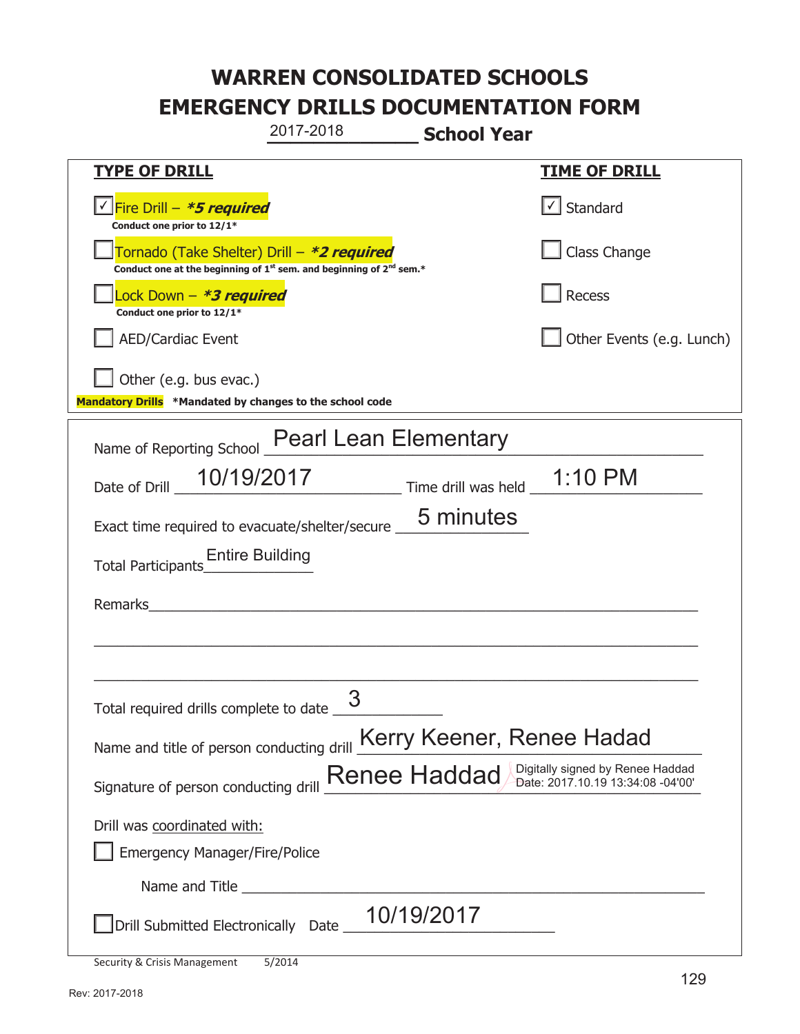# WARREN CONSOLIDATED SCHOOLS
# EMERGENCY DRILLS DOCUMENTATION FORM

2017-2018 **School Year**

| **TYPE OF DRILL** | **TIME OF DRILL** |
|---|---|
| ☑ Fire Drill – ***5 required*** Conduct one prior to 12/1* | ☑ Standard |
| ☐ Tornado (Take Shelter) Drill – ***2 required*** Conduct one at the beginning of 1st sem. and beginning of 2nd sem.* | ☐ Class Change |
| ☐ Lock Down – ***3 required*** Conduct one prior to 12/1* | ☐ Recess |
| ☐ AED/Cardiac Event | ☐ Other Events (e.g. Lunch) |
| ☐ Other (e.g. bus evac.) | |

**Mandatory Drills** ***Mandated by changes to the school code**

Name of Reporting School: Pearl Lean Elementary

Date of Drill: 10/19/2017 Time drill was held: 1:10 PM

Exact time required to evacuate/shelter/secure: 5 minutes

Total Participants: Entire Building

Remarks: ______________________________

Total required drills complete to date: 3

Name and title of person conducting drill: Kerry Keener, Renee Hadad

Signature of person conducting drill: Renee Haddad (Digitally signed by Renee Haddad Date: 2017.10.19 13:34:08 -04'00')

Drill was coordinated with:

☐ Emergency Manager/Fire/Police

Name and Title ______________________________

☐ Drill Submitted Electronically Date: 10/19/2017

Security & Crisis Management 5/2014

Rev: 2017-2018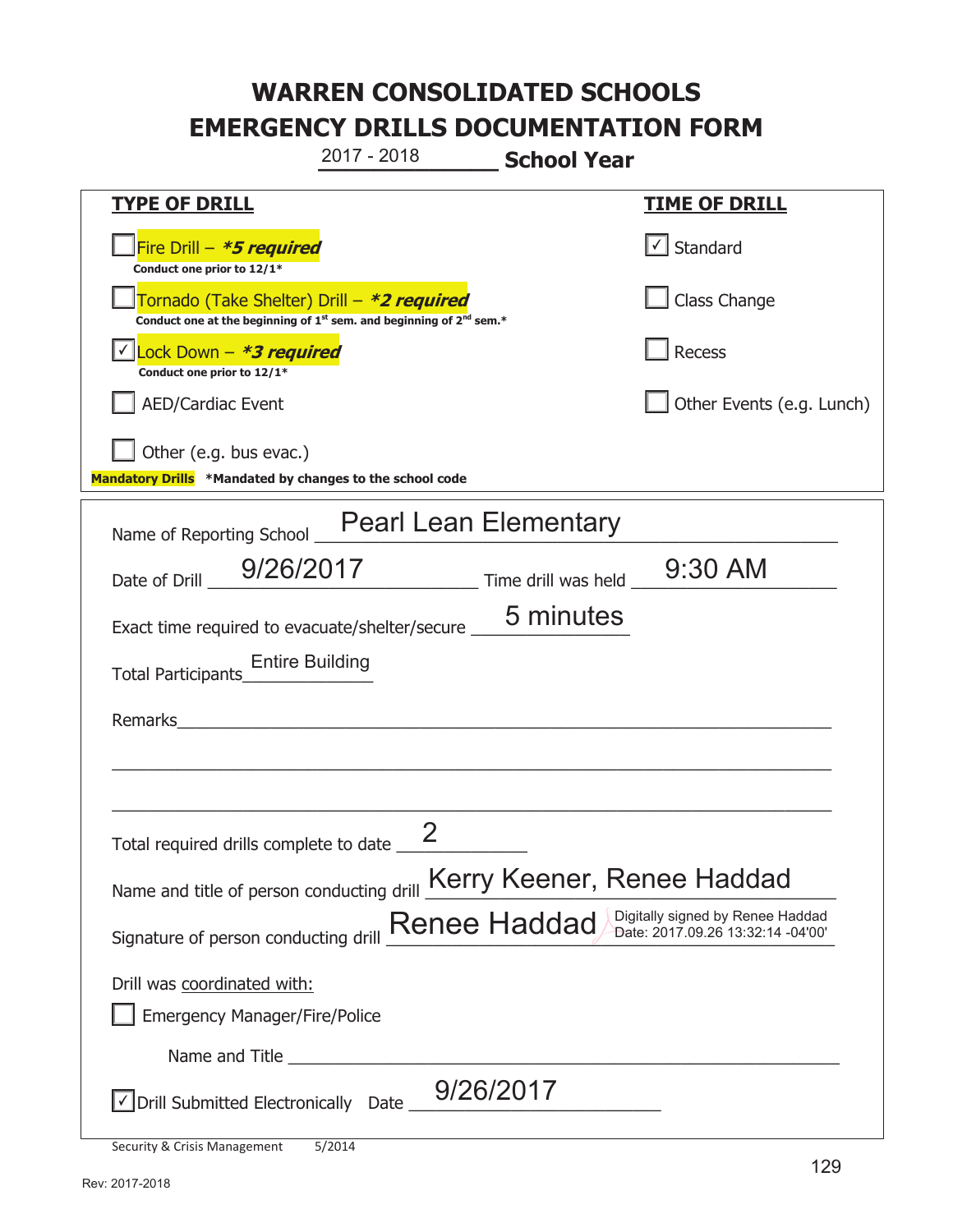# WARREN CONSOLIDATED SCHOOLS
# EMERGENCY DRILLS DOCUMENTATION FORM

2017 - 2018 **School Year**

| **TYPE OF DRILL** | **TIME OF DRILL** |
|---|---|
| ☐ Fire Drill – ***5 required*** <br> **Conduct one prior to 12/1*** | ☑ Standard |
| ☐ Tornado (Take Shelter) Drill – ***2 required*** <br> **Conduct one at the beginning of 1st sem. and beginning of 2nd sem.*** | ☐ Class Change |
| ☑ Lock Down – ***3 required*** <br> **Conduct one prior to 12/1*** | ☐ Recess |
| ☐ AED/Cardiac Event | ☐ Other Events (e.g. Lunch) |
| ☐ Other (e.g. bus evac.) | |

**Mandatory Drills** ***Mandated by changes to the school code**

Name of Reporting School: Pearl Lean Elementary

Date of Drill: 9/26/2017 Time drill was held: 9:30 AM

Exact time required to evacuate/shelter/secure: 5 minutes

Total Participants: Entire Building

Remarks: ______________________________

Total required drills complete to date: 2

Name and title of person conducting drill: Kerry Keener, Renee Haddad

Signature of person conducting drill: Renee Haddad — Digitally signed by Renee Haddad Date: 2017.09.26 13:32:14 -04'00'

Drill was coordinated with:

☐ Emergency Manager/Fire/Police

Name and Title ______________________________

☑ Drill Submitted Electronically Date: 9/26/2017

Security & Crisis Management 5/2014

Rev: 2017-2018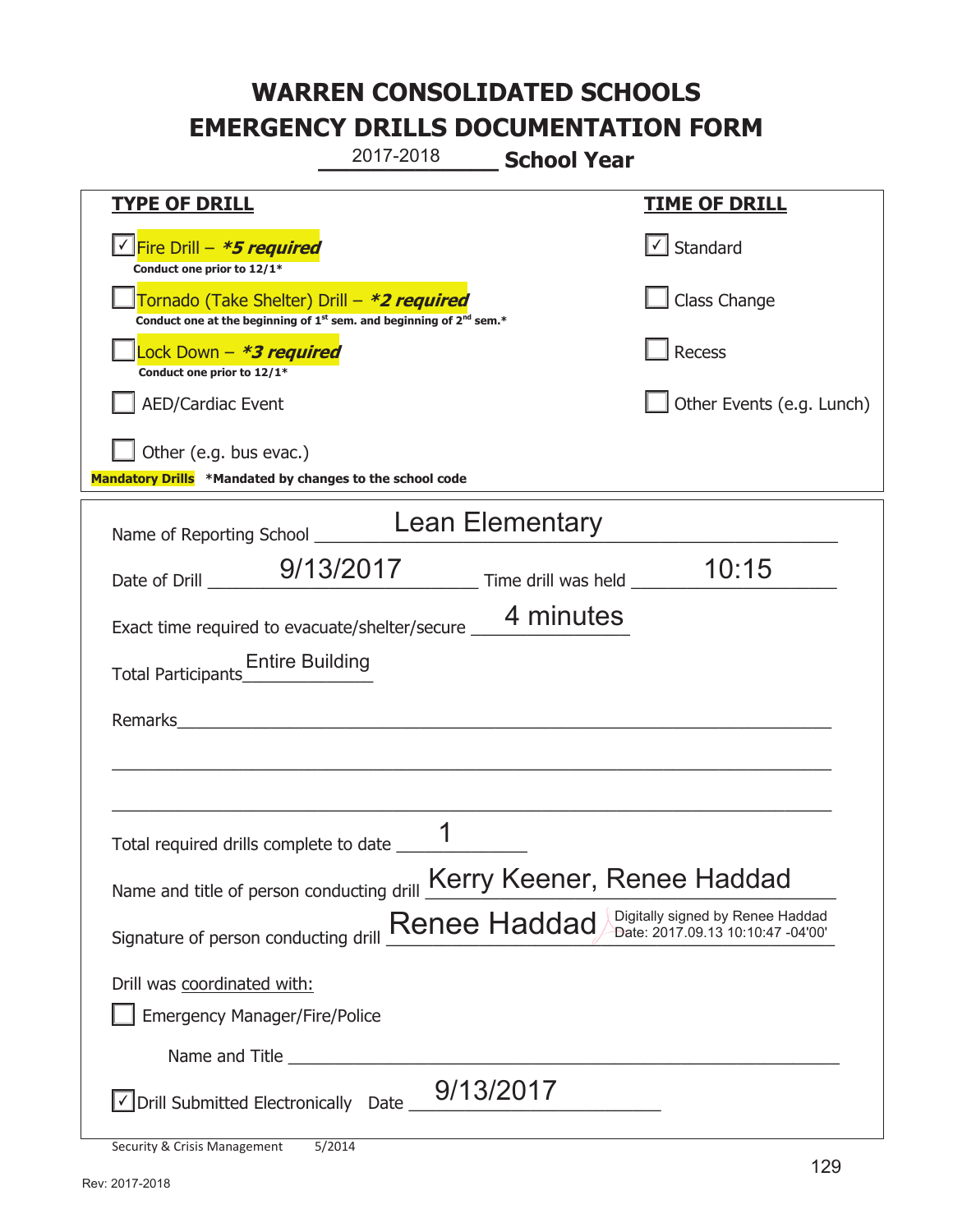# WARREN CONSOLIDATED SCHOOLS
# EMERGENCY DRILLS DOCUMENTATION FORM

2017-2018 **School Year**

| **TYPE OF DRILL** | **TIME OF DRILL** |
|---|---|
| ☑ Fire Drill – ***5 required** <br> **Conduct one prior to 12/1*** | ☑ Standard |
| ☐ Tornado (Take Shelter) Drill – ***2 required** <br> **Conduct one at the beginning of 1st sem. and beginning of 2nd sem.*** | ☐ Class Change |
| ☐ Lock Down – ***3 required** <br> **Conduct one prior to 12/1*** | ☐ Recess |
| ☐ AED/Cardiac Event | ☐ Other Events (e.g. Lunch) |
| ☐ Other (e.g. bus evac.) | |

**Mandatory Drills** ***Mandated by changes to the school code**

Name of Reporting School: Lean Elementary

Date of Drill: 9/13/2017 Time drill was held: 10:15

Exact time required to evacuate/shelter/secure: 4 minutes

Total Participants: Entire Building

Remarks:

Total required drills complete to date: 1

Name and title of person conducting drill: Kerry Keener, Renee Haddad

Signature of person conducting drill: Renee Haddad — Digitally signed by Renee Haddad Date: 2017.09.13 10:10:47 -04'00'

Drill was coordinated with:

☐ Emergency Manager/Fire/Police

Name and Title

☑ Drill Submitted Electronically Date: 9/13/2017

Security & Crisis Management 5/2014

Rev: 2017-2018